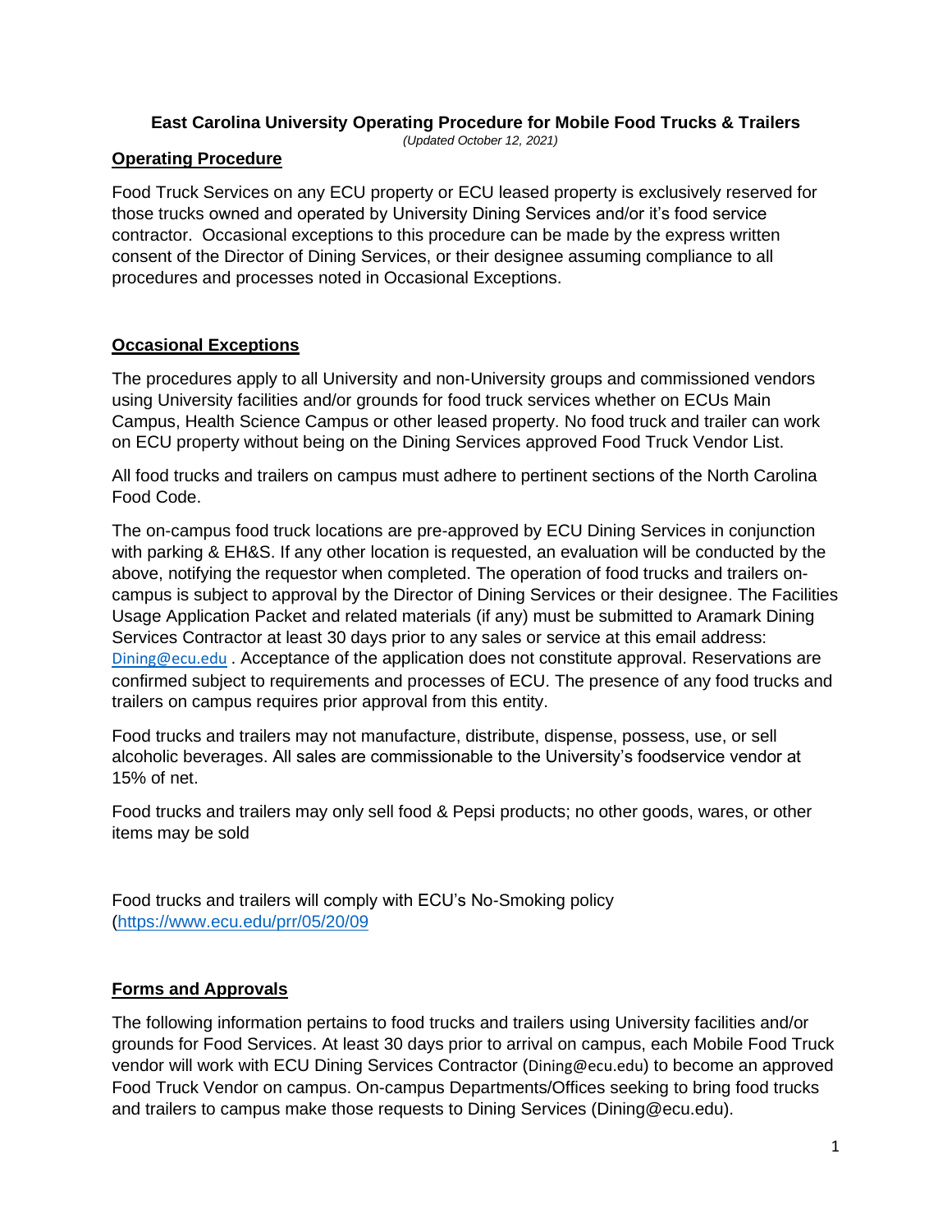# East Carolina University Operating Procedure for Mobile Food Trucks & Trailers

*(Updated October 12, 2021)*

## Operating Procedure

Food Truck Services on any ECU property or ECU leased property is exclusively reserved for those trucks owned and operated by University Dining Services and/or it's food service contractor. Occasional exceptions to this procedure can be made by the express written consent of the Director of Dining Services, or their designee assuming compliance to all procedures and processes noted in Occasional Exceptions.

## Occasional Exceptions

The procedures apply to all University and non-University groups and commissioned vendors using University facilities and/or grounds for food truck services whether on ECUs Main Campus, Health Science Campus or other leased property. No food truck and trailer can work on ECU property without being on the Dining Services approved Food Truck Vendor List.

All food trucks and trailers on campus must adhere to pertinent sections of the North Carolina Food Code.

The on-campus food truck locations are pre-approved by ECU Dining Services in conjunction with parking & EH&S. If any other location is requested, an evaluation will be conducted by the above, notifying the requestor when completed. The operation of food trucks and trailers on-campus is subject to approval by the Director of Dining Services or their designee. The Facilities Usage Application Packet and related materials (if any) must be submitted to Aramark Dining Services Contractor at least 30 days prior to any sales or service at this email address: Dining@ecu.edu . Acceptance of the application does not constitute approval. Reservations are confirmed subject to requirements and processes of ECU. The presence of any food trucks and trailers on campus requires prior approval from this entity.

Food trucks and trailers may not manufacture, distribute, dispense, possess, use, or sell alcoholic beverages. All sales are commissionable to the University's foodservice vendor at 15% of net.

Food trucks and trailers may only sell food & Pepsi products; no other goods, wares, or other items may be sold

Food trucks and trailers will comply with ECU's No-Smoking policy (https://www.ecu.edu/prr/05/20/09

## Forms and Approvals

The following information pertains to food trucks and trailers using University facilities and/or grounds for Food Services. At least 30 days prior to arrival on campus, each Mobile Food Truck vendor will work with ECU Dining Services Contractor (Dining@ecu.edu) to become an approved Food Truck Vendor on campus. On-campus Departments/Offices seeking to bring food trucks and trailers to campus make those requests to Dining Services (Dining@ecu.edu).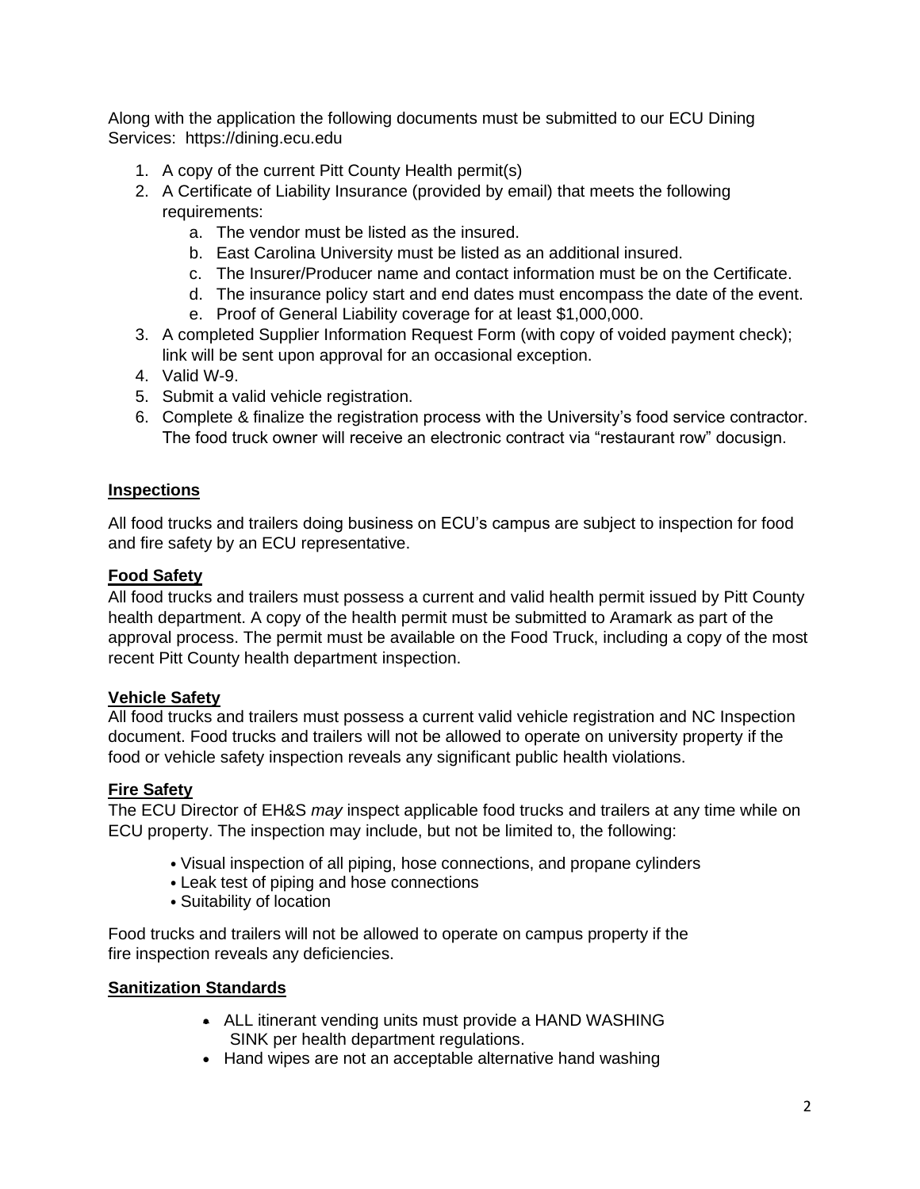Along with the application the following documents must be submitted to our ECU Dining Services: https://dining.ecu.edu

1. A copy of the current Pitt County Health permit(s)
2. A Certificate of Liability Insurance (provided by email) that meets the following requirements:
    a. The vendor must be listed as the insured.
    b. East Carolina University must be listed as an additional insured.
    c. The Insurer/Producer name and contact information must be on the Certificate.
    d. The insurance policy start and end dates must encompass the date of the event.
    e. Proof of General Liability coverage for at least $1,000,000.
3. A completed Supplier Information Request Form (with copy of voided payment check); link will be sent upon approval for an occasional exception.
4. Valid W-9.
5. Submit a valid vehicle registration.
6. Complete & finalize the registration process with the University's food service contractor. The food truck owner will receive an electronic contract via "restaurant row" docusign.

## Inspections

All food trucks and trailers doing business on ECU's campus are subject to inspection for food and fire safety by an ECU representative.

## Food Safety

All food trucks and trailers must possess a current and valid health permit issued by Pitt County health department. A copy of the health permit must be submitted to Aramark as part of the approval process. The permit must be available on the Food Truck, including a copy of the most recent Pitt County health department inspection.

## Vehicle Safety

All food trucks and trailers must possess a current valid vehicle registration and NC Inspection document. Food trucks and trailers will not be allowed to operate on university property if the food or vehicle safety inspection reveals any significant public health violations.

## Fire Safety

The ECU Director of EH&S *may* inspect applicable food trucks and trailers at any time while on ECU property. The inspection may include, but not be limited to, the following:

- Visual inspection of all piping, hose connections, and propane cylinders
- Leak test of piping and hose connections
- Suitability of location

Food trucks and trailers will not be allowed to operate on campus property if the fire inspection reveals any deficiencies.

## Sanitization Standards

- ALL itinerant vending units must provide a HAND WASHING SINK per health department regulations.
- Hand wipes are not an acceptable alternative hand washing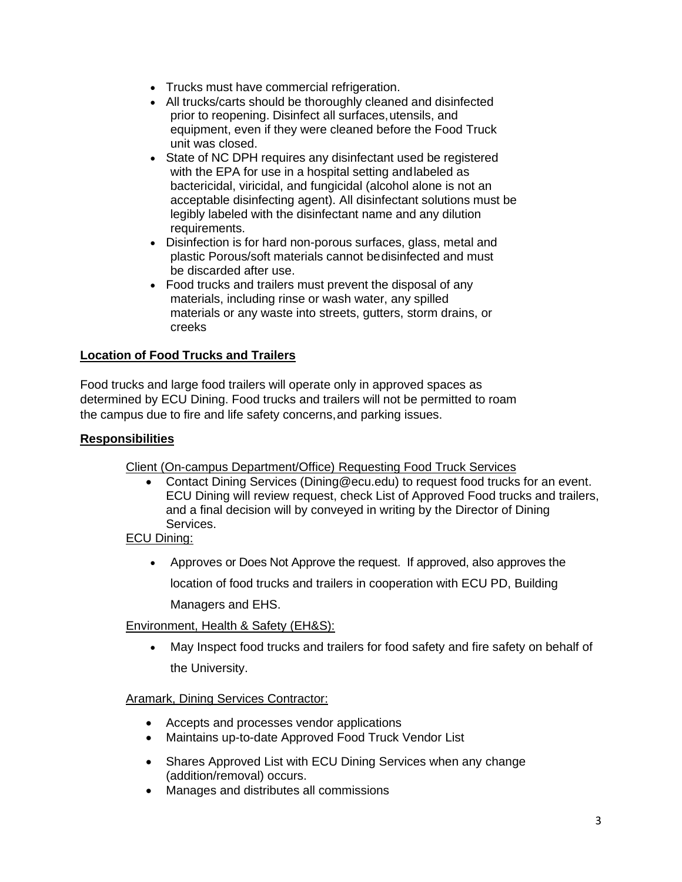- Trucks must have commercial refrigeration.
- All trucks/carts should be thoroughly cleaned and disinfected prior to reopening. Disinfect all surfaces, utensils, and equipment, even if they were cleaned before the Food Truck unit was closed.
- State of NC DPH requires any disinfectant used be registered with the EPA for use in a hospital setting and labeled as bactericidal, viricidal, and fungicidal (alcohol alone is not an acceptable disinfecting agent). All disinfectant solutions must be legibly labeled with the disinfectant name and any dilution requirements.
- Disinfection is for hard non-porous surfaces, glass, metal and plastic Porous/soft materials cannot be disinfected and must be discarded after use.
- Food trucks and trailers must prevent the disposal of any materials, including rinse or wash water, any spilled materials or any waste into streets, gutters, storm drains, or creeks

**Location of Food Trucks and Trailers**

Food trucks and large food trailers will operate only in approved spaces as determined by ECU Dining. Food trucks and trailers will not be permitted to roam the campus due to fire and life safety concerns, and parking issues.

**Responsibilities**

Client (On-campus Department/Office) Requesting Food Truck Services

- Contact Dining Services (Dining@ecu.edu) to request food trucks for an event. ECU Dining will review request, check List of Approved Food trucks and trailers, and a final decision will by conveyed in writing by the Director of Dining Services.

ECU Dining:

- Approves or Does Not Approve the request. If approved, also approves the location of food trucks and trailers in cooperation with ECU PD, Building Managers and EHS.

Environment, Health & Safety (EH&S):

- May Inspect food trucks and trailers for food safety and fire safety on behalf of the University.

Aramark, Dining Services Contractor:

- Accepts and processes vendor applications
- Maintains up-to-date Approved Food Truck Vendor List
- Shares Approved List with ECU Dining Services when any change (addition/removal) occurs.
- Manages and distributes all commissions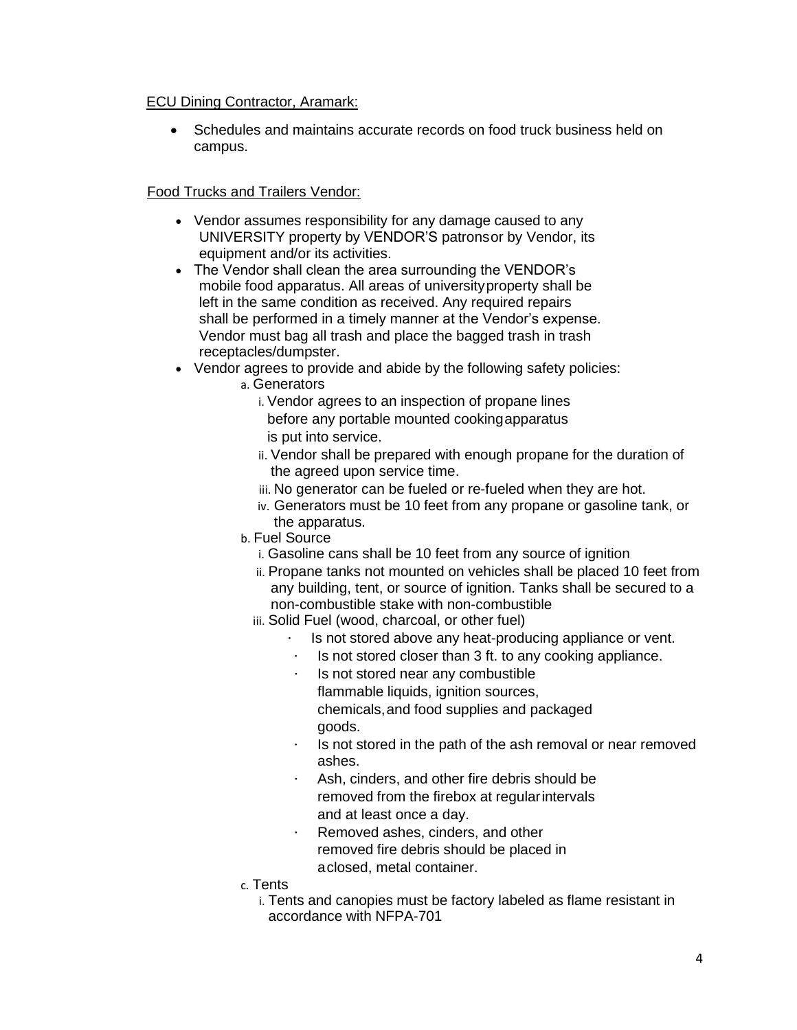ECU Dining Contractor, Aramark:

- Schedules and maintains accurate records on food truck business held on campus.

Food Trucks and Trailers Vendor:

- Vendor assumes responsibility for any damage caused to any UNIVERSITY property by VENDOR'S patrons or by Vendor, its equipment and/or its activities.
- The Vendor shall clean the area surrounding the VENDOR's mobile food apparatus. All areas of university property shall be left in the same condition as received. Any required repairs shall be performed in a timely manner at the Vendor's expense. Vendor must bag all trash and place the bagged trash in trash receptacles/dumpster.
- Vendor agrees to provide and abide by the following safety policies:
  - a. Generators
    - i. Vendor agrees to an inspection of propane lines before any portable mounted cooking apparatus is put into service.
    - ii. Vendor shall be prepared with enough propane for the duration of the agreed upon service time.
    - iii. No generator can be fueled or re-fueled when they are hot.
    - iv. Generators must be 10 feet from any propane or gasoline tank, or the apparatus.
  - b. Fuel Source
    - i. Gasoline cans shall be 10 feet from any source of ignition
    - ii. Propane tanks not mounted on vehicles shall be placed 10 feet from any building, tent, or source of ignition. Tanks shall be secured to a non-combustible stake with non-combustible
    - iii. Solid Fuel (wood, charcoal, or other fuel)
      - Is not stored above any heat-producing appliance or vent.
      - Is not stored closer than 3 ft. to any cooking appliance.
      - Is not stored near any combustible flammable liquids, ignition sources, chemicals, and food supplies and packaged goods.
      - Is not stored in the path of the ash removal or near removed ashes.
      - Ash, cinders, and other fire debris should be removed from the firebox at regular intervals and at least once a day.
      - Removed ashes, cinders, and other removed fire debris should be placed in a closed, metal container.
  - c. Tents
    - i. Tents and canopies must be factory labeled as flame resistant in accordance with NFPA-701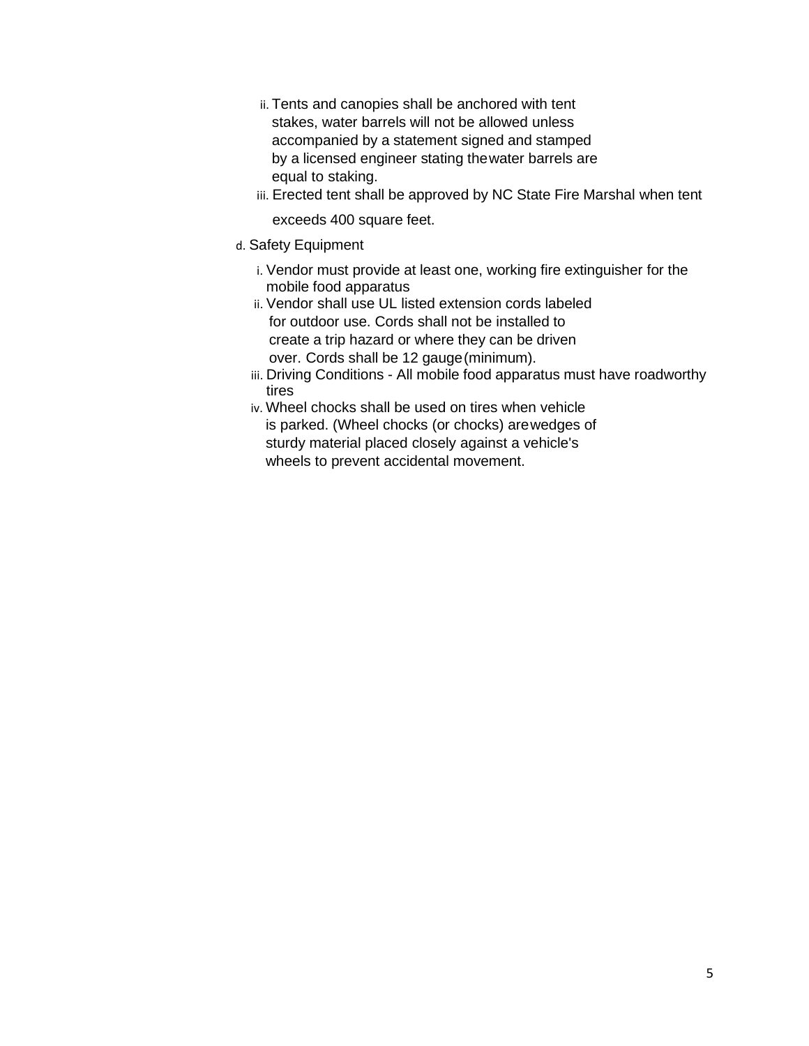- ii. Tents and canopies shall be anchored with tent stakes, water barrels will not be allowed unless accompanied by a statement signed and stamped by a licensed engineer stating the water barrels are equal to staking.
- iii. Erected tent shall be approved by NC State Fire Marshal when tent exceeds 400 square feet.

d. Safety Equipment

- i. Vendor must provide at least one, working fire extinguisher for the mobile food apparatus
- ii. Vendor shall use UL listed extension cords labeled for outdoor use. Cords shall not be installed to create a trip hazard or where they can be driven over. Cords shall be 12 gauge (minimum).
- iii. Driving Conditions - All mobile food apparatus must have roadworthy tires
- iv. Wheel chocks shall be used on tires when vehicle is parked. (Wheel chocks (or chocks) are wedges of sturdy material placed closely against a vehicle's wheels to prevent accidental movement.